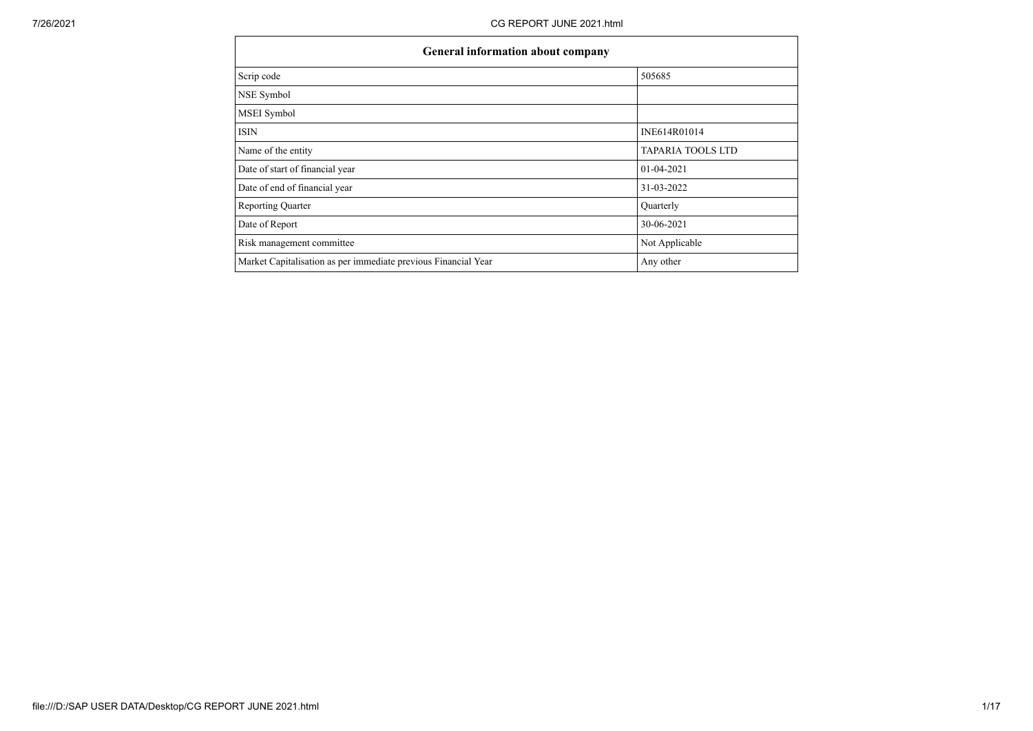| General information about company | |
|---|---|
| Scrip code | 505685 |
| NSE Symbol | |
| MSEI Symbol | |
| ISIN | INE614R01014 |
| Name of the entity | TAPARIA TOOLS LTD |
| Date of start of financial year | 01-04-2021 |
| Date of end of financial year | 31-03-2022 |
| Reporting Quarter | Quarterly |
| Date of Report | 30-06-2021 |
| Risk management committee | Not Applicable |
| Market Capitalisation as per immediate previous Financial Year | Any other |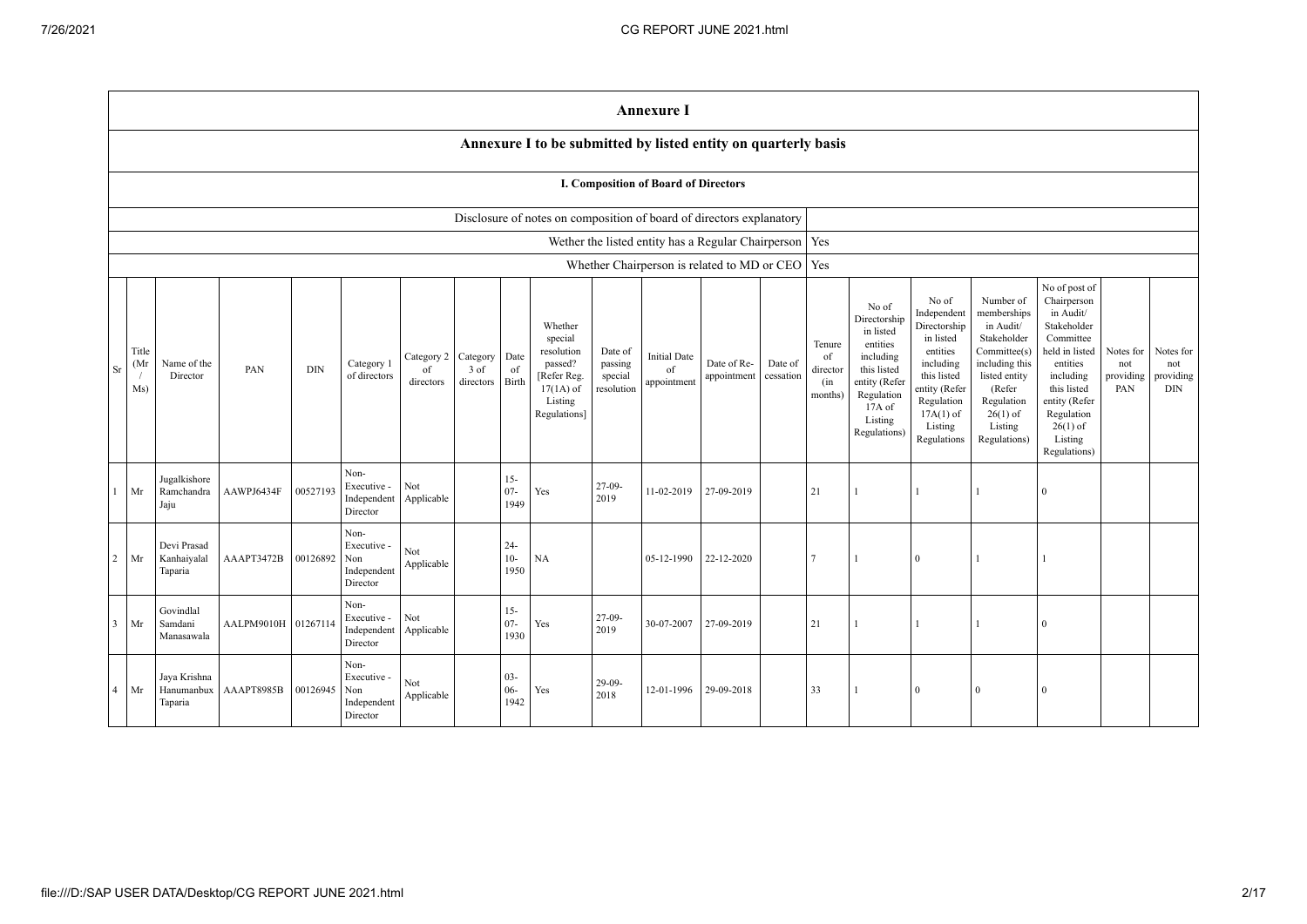# Annexure I

## Annexure I to be submitted by listed entity on quarterly basis

### I. Composition of Board of Directors

| | |
|---|---|
| Disclosure of notes on composition of board of directors explanatory | |
| Wether the listed entity has a Regular Chairperson | Yes |
| Whether Chairperson is related to MD or CEO | Yes |

| Sr | Title (Mr / Ms) | Name of the Director | PAN | DIN | Category 1 of directors | Category 2 of directors | Category 3 of directors | Date of Birth | Whether special resolution passed? [Refer Reg. 17(1A) of Listing Regulations] | Date of passing special resolution | Initial Date of appointment | Date of Re-appointment | Date of cessation | Tenure of director (in months) | No of Directorship in listed entities including this listed entity (Refer Regulation 17A of Listing Regulations) | No of Independent Directorship in listed entities including this listed entity (Refer Regulation 17A(1) of Listing Regulations | Number of memberships in Audit/ Stakeholder Committee(s) including this listed entity (Refer Regulation 26(1) of Listing Regulations) | No of post of Chairperson in Audit/ Stakeholder Committee held in listed entities including this listed entity (Refer Regulation 26(1) of Listing Regulations) | Notes for not providing PAN | Notes for not providing DIN |
|---|---|---|---|---|---|---|---|---|---|---|---|---|---|---|---|---|---|---|---|---|
| 1 | Mr | Jugalkishore Ramchandra Jaju | AAWPJ6434F | 00527193 | Non-Executive - Independent Director | Not Applicable | | 15-07-1949 | Yes | 27-09-2019 | 11-02-2019 | 27-09-2019 | | 21 | 1 | 1 | 1 | 0 | | |
| 2 | Mr | Devi Prasad Kanhaiyalal Taparia | AAAPT3472B | 00126892 | Non-Executive - Non Independent Director | Not Applicable | | 24-10-1950 | NA | | 05-12-1990 | 22-12-2020 | | 7 | 1 | 0 | 1 | 1 | | |
| 3 | Mr | Govindlal Samdani Manasawala | AALPM9010H | 01267114 | Non-Executive - Independent Director | Not Applicable | | 15-07-1930 | Yes | 27-09-2019 | 30-07-2007 | 27-09-2019 | | 21 | 1 | 1 | 1 | 0 | | |
| 4 | Mr | Jaya Krishna Hanumanbux Taparia | AAAPT8985B | 00126945 | Non-Executive - Non Independent Director | Not Applicable | | 03-06-1942 | Yes | 29-09-2018 | 12-01-1996 | 29-09-2018 | | 33 | 1 | 0 | 0 | 0 | | |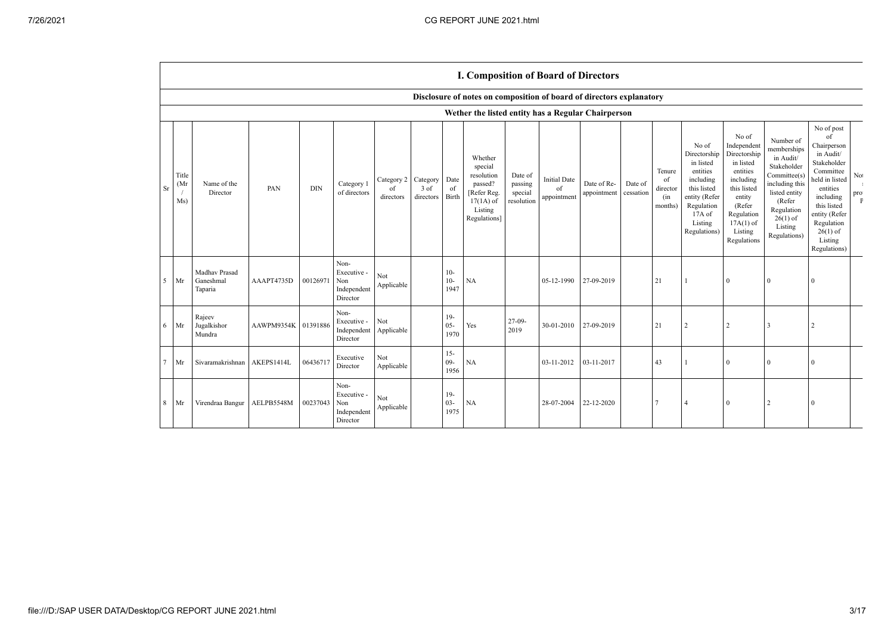## I. Composition of Board of Directors

### Disclosure of notes on composition of board of directors explanatory

### Wether the listed entity has a Regular Chairperson

| Sr | Title (Mr / Ms) | Name of the Director | PAN | DIN | Category 1 of directors | Category 2 of directors | Category 3 of directors | Date of Birth | Whether special resolution passed? [Refer Reg. 17(1A) of Listing Regulations] | Date of passing special resolution | Initial Date of appointment | Date of Re-appointment | Date of cessation | Tenure of director (in months) | No of Directorship in listed entities including this listed entity (Refer Regulation 17A of Listing Regulations) | No of Independent Directorship in listed entities including this listed entity (Refer Regulation 17A(1) of Listing Regulations | Number of memberships in Audit/ Stakeholder Committee(s) including this listed entity (Refer Regulation 26(1) of Listing Regulations) | No of post of Chairperson in Audit/ Stakeholder Committee held in listed entities including this listed entity (Refer Regulation 26(1) of Listing Regulations) | No |
|---|---|---|---|---|---|---|---|---|---|---|---|---|---|---|---|---|---|---|---|
| 5 | Mr | Madhav Prasad Ganeshmal Taparia | AAAPT4735D | 00126971 | Non-Executive - Non Independent Director | Not Applicable | | 10-10-1947 | NA | | 05-12-1990 | 27-09-2019 | | 21 | 1 | 0 | 0 | 0 | |
| 6 | Mr | Rajeev Jugalkishor Mundra | AAWPM9354K | 01391886 | Non-Executive - Independent Director | Not Applicable | | 19-05-1970 | Yes | 27-09-2019 | 30-01-2010 | 27-09-2019 | | 21 | 2 | 2 | 3 | 2 | |
| 7 | Mr | Sivaramakrishnan | AKEPS1414L | 06436717 | Executive Director | Not Applicable | | 15-09-1956 | NA | | 03-11-2012 | 03-11-2017 | | 43 | 1 | 0 | 0 | 0 | |
| 8 | Mr | Virendraa Bangur | AELPB5548M | 00237043 | Non-Executive - Non Independent Director | Not Applicable | | 19-03-1975 | NA | | 28-07-2004 | 22-12-2020 | | 7 | 4 | 0 | 2 | 0 | |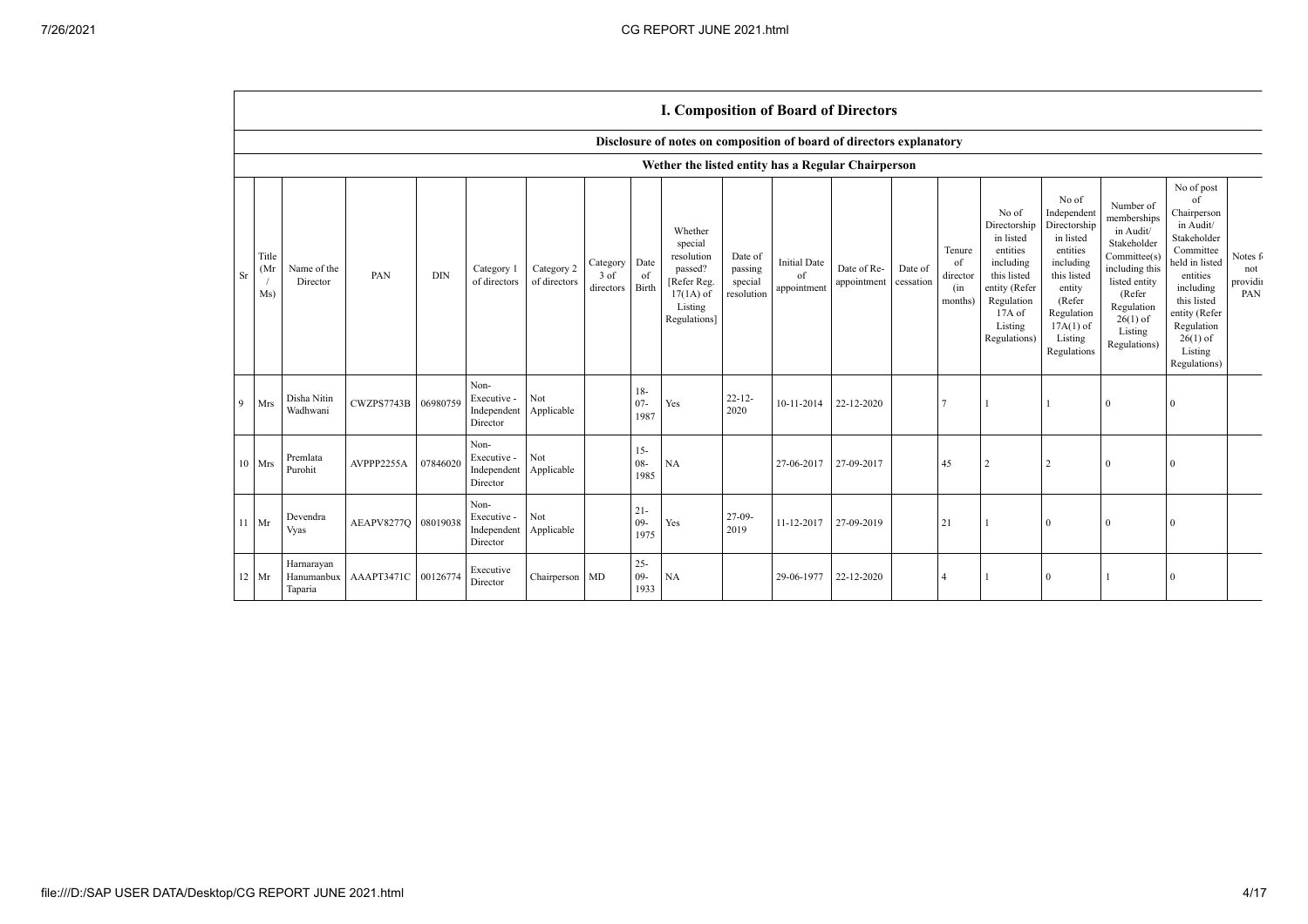## I. Composition of Board of Directors

### Disclosure of notes on composition of board of directors explanatory

### Wether the listed entity has a Regular Chairperson

| Sr | Title (Mr / Ms) | Name of the Director | PAN | DIN | Category 1 of directors | Category 2 of directors | Category 3 of directors | Date of Birth | Whether special resolution passed? [Refer Reg. 17(1A) of Listing Regulations] | Date of passing special resolution | Initial Date of appointment | Date of Re-appointment | Date of cessation | Tenure of director (in months) | No of Directorship in listed entities including this listed entity (Refer Regulation 17A of Listing Regulations) | No of Independent Directorship in listed entities including this listed entity (Refer Regulation 17A(1) of Listing Regulations | Number of memberships in Audit/ Stakeholder Committee(s) including this listed entity (Refer Regulation 26(1) of Listing Regulations) | No of post of Chairperson in Audit/ Stakeholder Committee held in listed entities including this listed entity (Refer Regulation 26(1) of Listing Regulations) | Notes for not providing PAN |
|---|---|---|---|---|---|---|---|---|---|---|---|---|---|---|---|---|---|---|---|
| 9 | Mrs | Disha Nitin Wadhwani | CWZPS7743B | 06980759 | Non-Executive - Independent Director | Not Applicable | | 18-07-1987 | Yes | 22-12-2020 | 10-11-2014 | 22-12-2020 | | 7 | 1 | 1 | 0 | 0 | |
| 10 | Mrs | Premlata Purohit | AVPPP2255A | 07846020 | Non-Executive - Independent Director | Not Applicable | | 15-08-1985 | NA | | 27-06-2017 | 27-09-2017 | | 45 | 2 | 2 | 0 | 0 | |
| 11 | Mr | Devendra Vyas | AEAPV8277Q | 08019038 | Non-Executive - Independent Director | Not Applicable | | 21-09-1975 | Yes | 27-09-2019 | 11-12-2017 | 27-09-2019 | | 21 | 1 | 0 | 0 | 0 | |
| 12 | Mr | Harnarayan Hanumanbux Taparia | AAAPT3471C | 00126774 | Executive Director | Chairperson | MD | 25-09-1933 | NA | | 29-06-1977 | 22-12-2020 | | 4 | 1 | 0 | 1 | 0 | |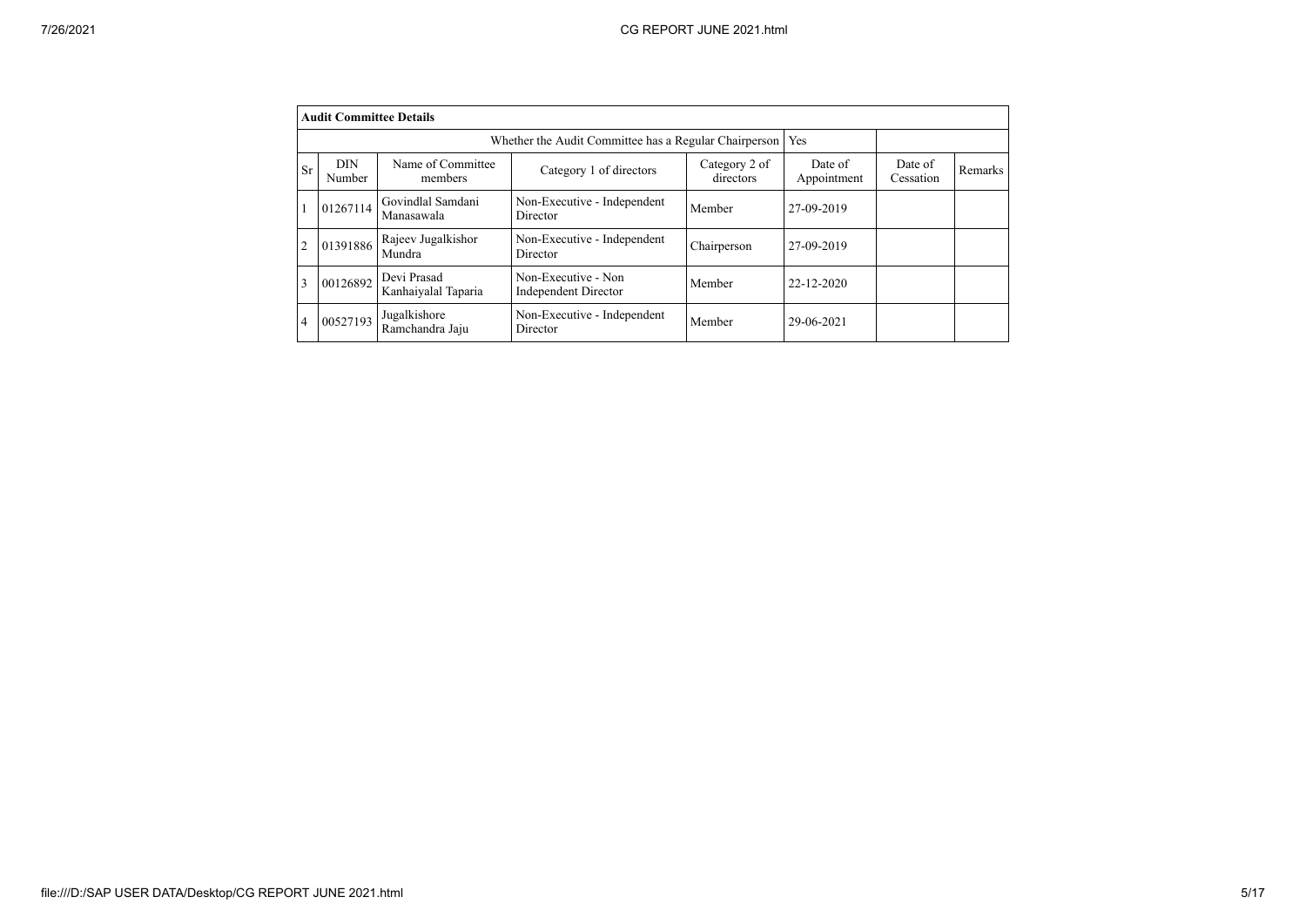| Audit Committee Details | | | | | | | |
|---|---|---|---|---|---|---|---|
| Whether the Audit Committee has a Regular Chairperson | | | | | Yes | | |
| Sr | DIN Number | Name of Committee members | Category 1 of directors | Category 2 of directors | Date of Appointment | Date of Cessation | Remarks |
| 1 | 01267114 | Govindlal Samdani Manasawala | Non-Executive - Independent Director | Member | 27-09-2019 | | |
| 2 | 01391886 | Rajeev Jugalkishor Mundra | Non-Executive - Independent Director | Chairperson | 27-09-2019 | | |
| 3 | 00126892 | Devi Prasad Kanhaiyalal Taparia | Non-Executive - Non Independent Director | Member | 22-12-2020 | | |
| 4 | 00527193 | Jugalkishore Ramchandra Jaju | Non-Executive - Independent Director | Member | 29-06-2021 | | |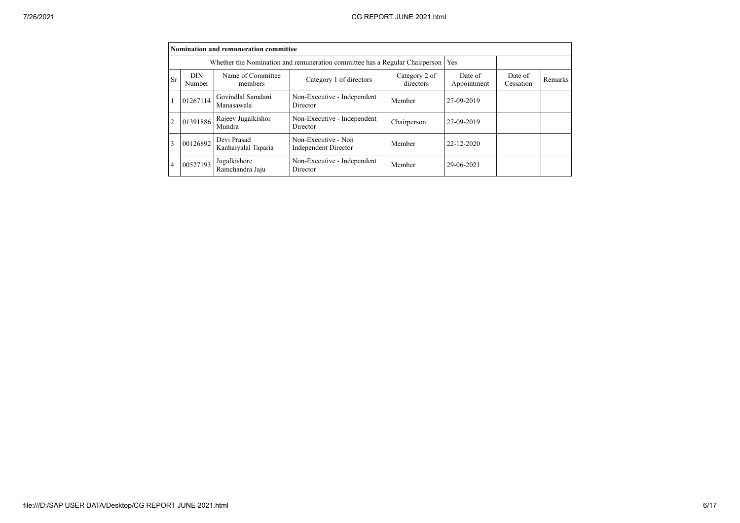| Nomination and remuneration committee | | | | | | | |
|---|---|---|---|---|---|---|---|
| Whether the Nomination and remuneration committee has a Regular Chairperson | | | | | Yes | | |
| Sr | DIN Number | Name of Committee members | Category 1 of directors | Category 2 of directors | Date of Appointment | Date of Cessation | Remarks |
| 1 | 01267114 | Govindlal Samdani Manasawala | Non-Executive - Independent Director | Member | 27-09-2019 | | |
| 2 | 01391886 | Rajeev Jugalkishor Mundra | Non-Executive - Independent Director | Chairperson | 27-09-2019 | | |
| 3 | 00126892 | Devi Prasad Kanhaiyalal Taparia | Non-Executive - Non Independent Director | Member | 22-12-2020 | | |
| 4 | 00527193 | Jugalkishore Ramchandra Jaju | Non-Executive - Independent Director | Member | 29-06-2021 | | |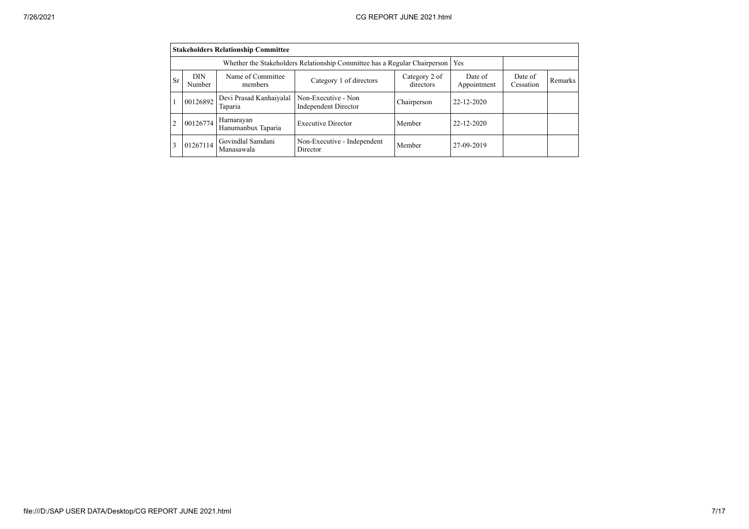| Stakeholders Relationship Committee | | | | | | | |
|---|---|---|---|---|---|---|---|
| Whether the Stakeholders Relationship Committee has a Regular Chairperson | | | | | Yes | | |
| Sr | DIN Number | Name of Committee members | Category 1 of directors | Category 2 of directors | Date of Appointment | Date of Cessation | Remarks |
| 1 | 00126892 | Devi Prasad Kanhaiyalal Taparia | Non-Executive - Non Independent Director | Chairperson | 22-12-2020 | | |
| 2 | 00126774 | Harnarayan Hanumanbux Taparia | Executive Director | Member | 22-12-2020 | | |
| 3 | 01267114 | Govindlal Samdani Manasawala | Non-Executive - Independent Director | Member | 27-09-2019 | | |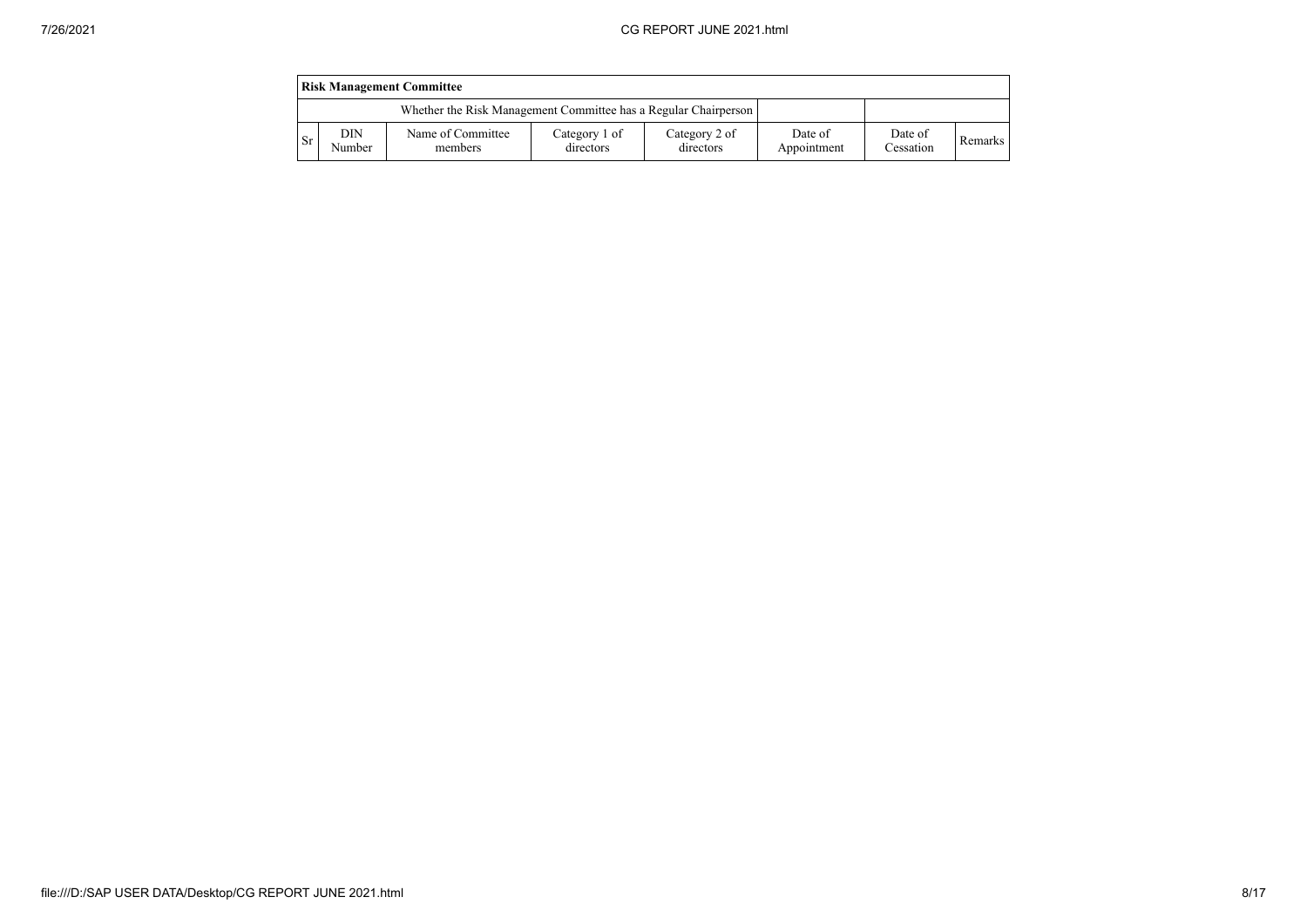| Risk Management Committee | | | | | | | |
|---|---|---|---|---|---|---|---|
| Whether the Risk Management Committee has a Regular Chairperson | | | | | | | |
| Sr | DIN Number | Name of Committee members | Category 1 of directors | Category 2 of directors | Date of Appointment | Date of Cessation | Remarks |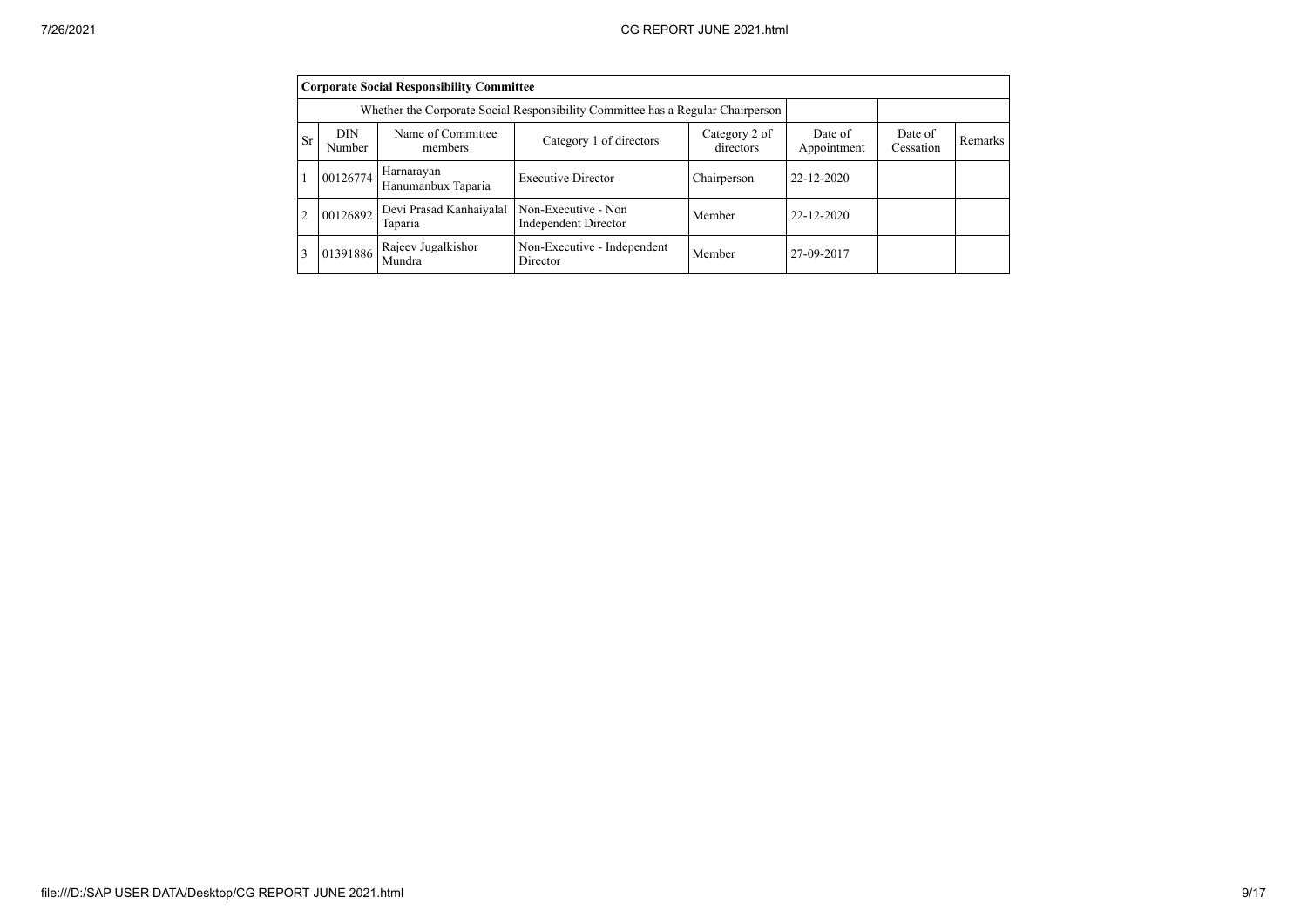| Corporate Social Responsibility Committee | | | | | | | |
|---|---|---|---|---|---|---|---|
| Whether the Corporate Social Responsibility Committee has a Regular Chairperson | | | | | | | |
| Sr | DIN Number | Name of Committee members | Category 1 of directors | Category 2 of directors | Date of Appointment | Date of Cessation | Remarks |
| 1 | 00126774 | Harnarayan Hanumanbux Taparia | Executive Director | Chairperson | 22-12-2020 | | |
| 2 | 00126892 | Devi Prasad Kanhaiyalal Taparia | Non-Executive - Non Independent Director | Member | 22-12-2020 | | |
| 3 | 01391886 | Rajeev Jugalkishor Mundra | Non-Executive - Independent Director | Member | 27-09-2017 | | |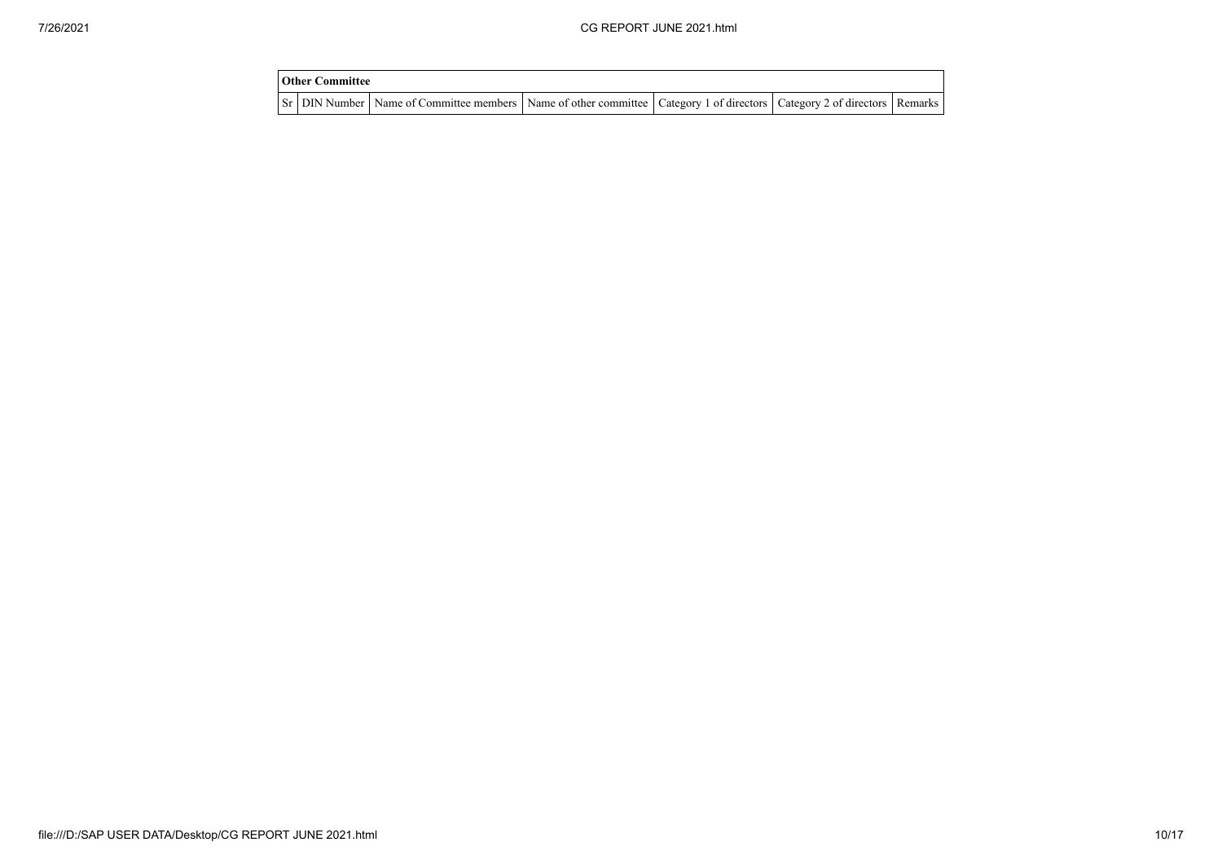| Other Committee | | | | | | |
|---|---|---|---|---|---|---|
| Sr | DIN Number | Name of Committee members | Name of other committee | Category 1 of directors | Category 2 of directors | Remarks |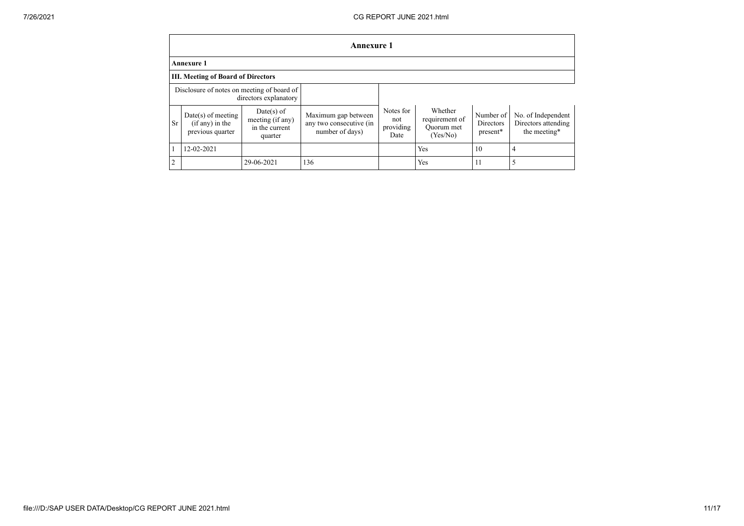## Annexure 1

### Annexure 1

### III. Meeting of Board of Directors

| Disclosure of notes on meeting of board of directors explanatory | | | | | | | |
|---|---|---|---|---|---|---|---|
| Sr | Date(s) of meeting (if any) in the previous quarter | Date(s) of meeting (if any) in the current quarter | Maximum gap between any two consecutive (in number of days) | Notes for not providing Date | Whether requirement of Quorum met (Yes/No) | Number of Directors present* | No. of Independent Directors attending the meeting* |
| 1 | 12-02-2021 | | | | Yes | 10 | 4 |
| 2 | | 29-06-2021 | 136 | | Yes | 11 | 5 |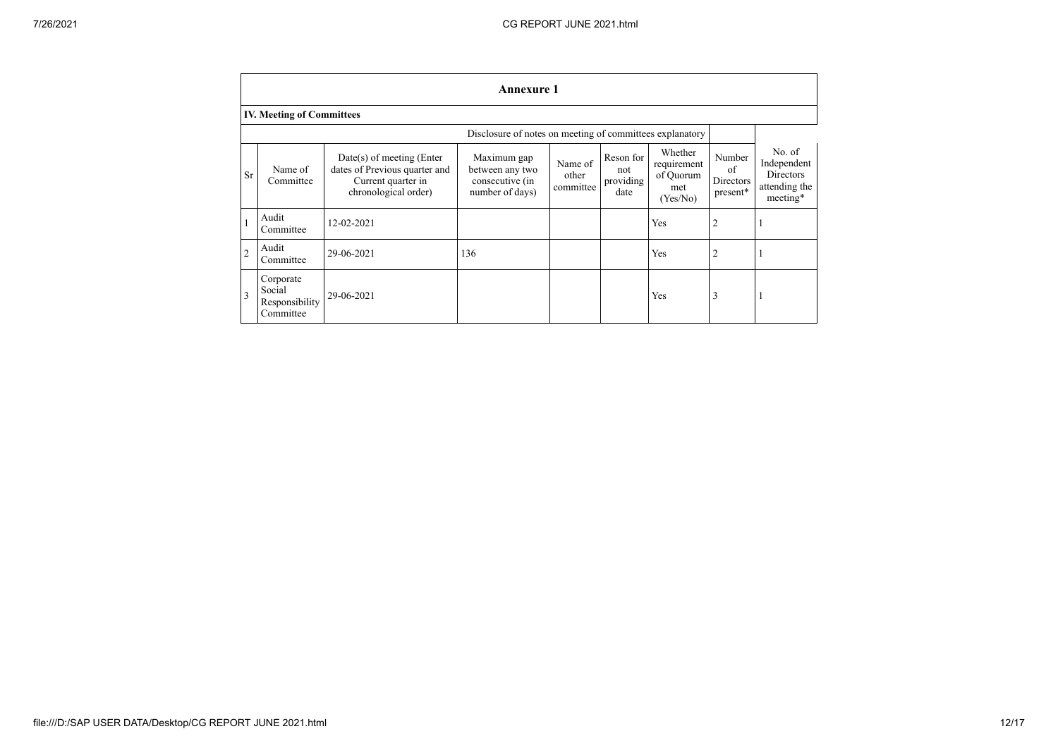## Annexure 1

### IV. Meeting of Committees

| Disclosure of notes on meeting of committees explanatory | | | | | | | | | |
|---|---|---|---|---|---|---|---|---|---|
| Sr | Name of Committee | Date(s) of meeting (Enter dates of Previous quarter and Current quarter in chronological order) | Maximum gap between any two consecutive (in number of days) | Name of other committee | Reson for not providing date | Whether requirement of Quorum met (Yes/No) | Number of Directors present* | No. of Independent Directors attending the meeting* |
| 1 | Audit Committee | 12-02-2021 | | | | Yes | 2 | 1 |
| 2 | Audit Committee | 29-06-2021 | 136 | | | Yes | 2 | 1 |
| 3 | Corporate Social Responsibility Committee | 29-06-2021 | | | | Yes | 3 | 1 |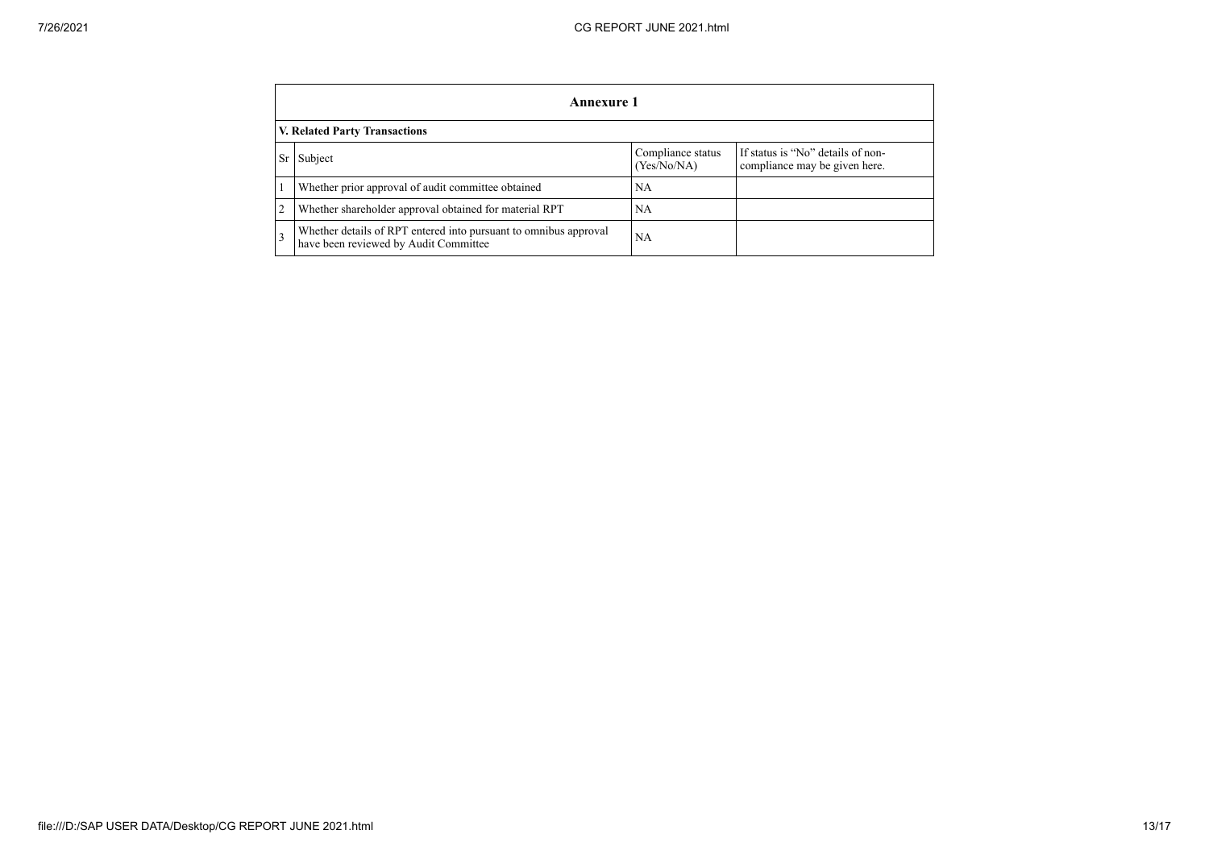## Annexure 1

### V. Related Party Transactions

| Sr | Subject | Compliance status (Yes/No/NA) | If status is "No" details of non-compliance may be given here. |
|---|---|---|---|
| 1 | Whether prior approval of audit committee obtained | NA | |
| 2 | Whether shareholder approval obtained for material RPT | NA | |
| 3 | Whether details of RPT entered into pursuant to omnibus approval have been reviewed by Audit Committee | NA | |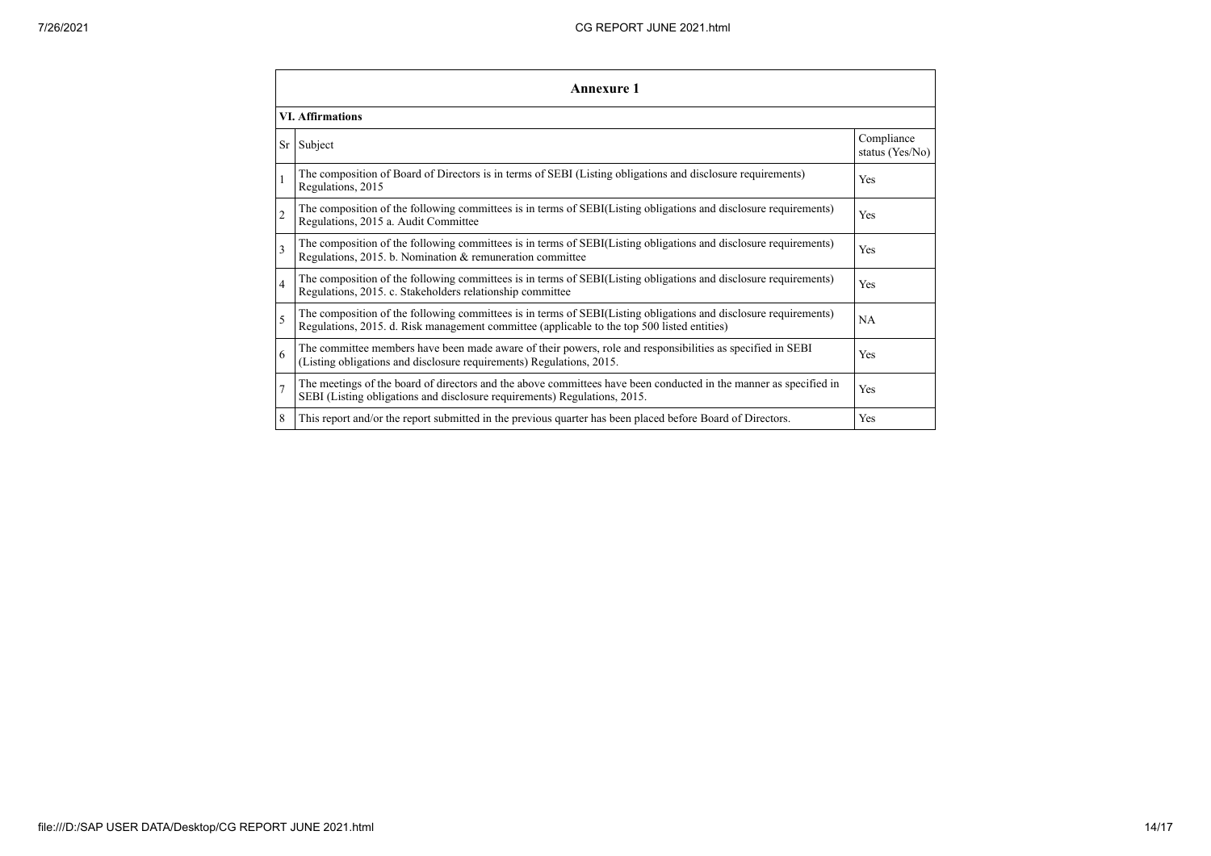## Annexure 1

### VI. Affirmations

| Sr | Subject | Compliance status (Yes/No) |
|---|---|---|
| 1 | The composition of Board of Directors is in terms of SEBI (Listing obligations and disclosure requirements) Regulations, 2015 | Yes |
| 2 | The composition of the following committees is in terms of SEBI(Listing obligations and disclosure requirements) Regulations, 2015 a. Audit Committee | Yes |
| 3 | The composition of the following committees is in terms of SEBI(Listing obligations and disclosure requirements) Regulations, 2015. b. Nomination & remuneration committee | Yes |
| 4 | The composition of the following committees is in terms of SEBI(Listing obligations and disclosure requirements) Regulations, 2015. c. Stakeholders relationship committee | Yes |
| 5 | The composition of the following committees is in terms of SEBI(Listing obligations and disclosure requirements) Regulations, 2015. d. Risk management committee (applicable to the top 500 listed entities) | NA |
| 6 | The committee members have been made aware of their powers, role and responsibilities as specified in SEBI (Listing obligations and disclosure requirements) Regulations, 2015. | Yes |
| 7 | The meetings of the board of directors and the above committees have been conducted in the manner as specified in SEBI (Listing obligations and disclosure requirements) Regulations, 2015. | Yes |
| 8 | This report and/or the report submitted in the previous quarter has been placed before Board of Directors. | Yes |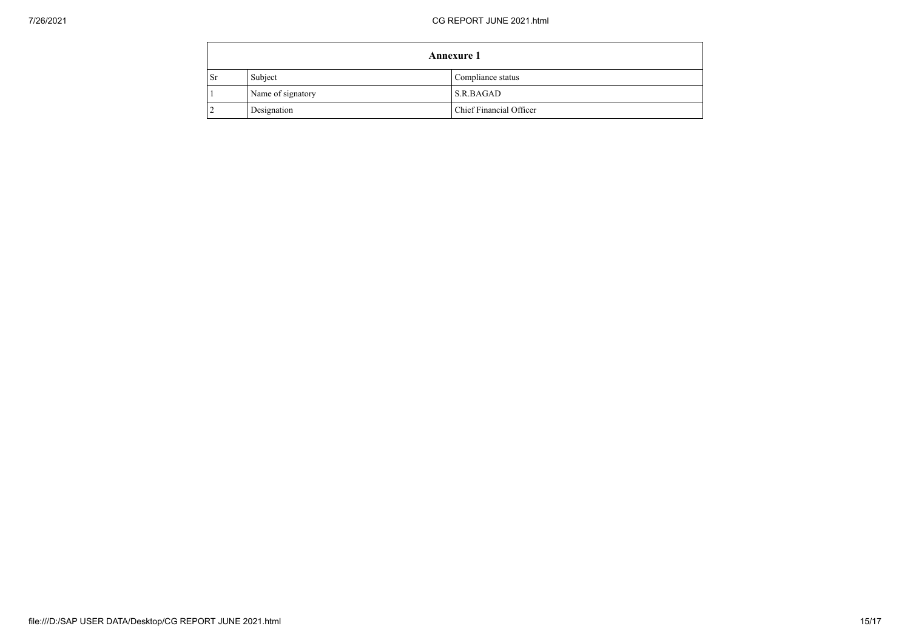| Annexure 1 | | |
|---|---|---|
| Sr | Subject | Compliance status |
| 1 | Name of signatory | S.R.BAGAD |
| 2 | Designation | Chief Financial Officer |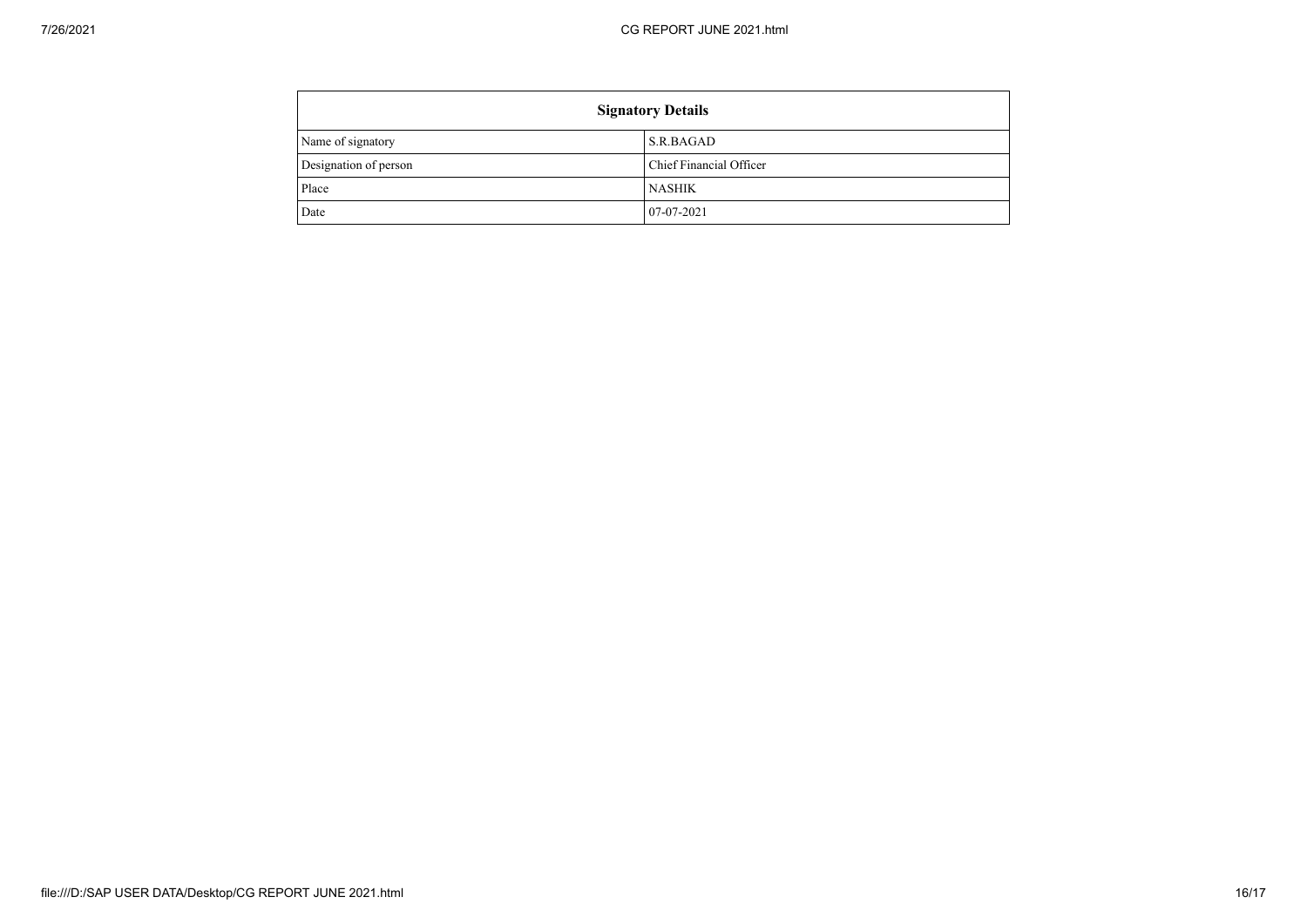| Signatory Details | |
|---|---|
| Name of signatory | S.R.BAGAD |
| Designation of person | Chief Financial Officer |
| Place | NASHIK |
| Date | 07-07-2021 |